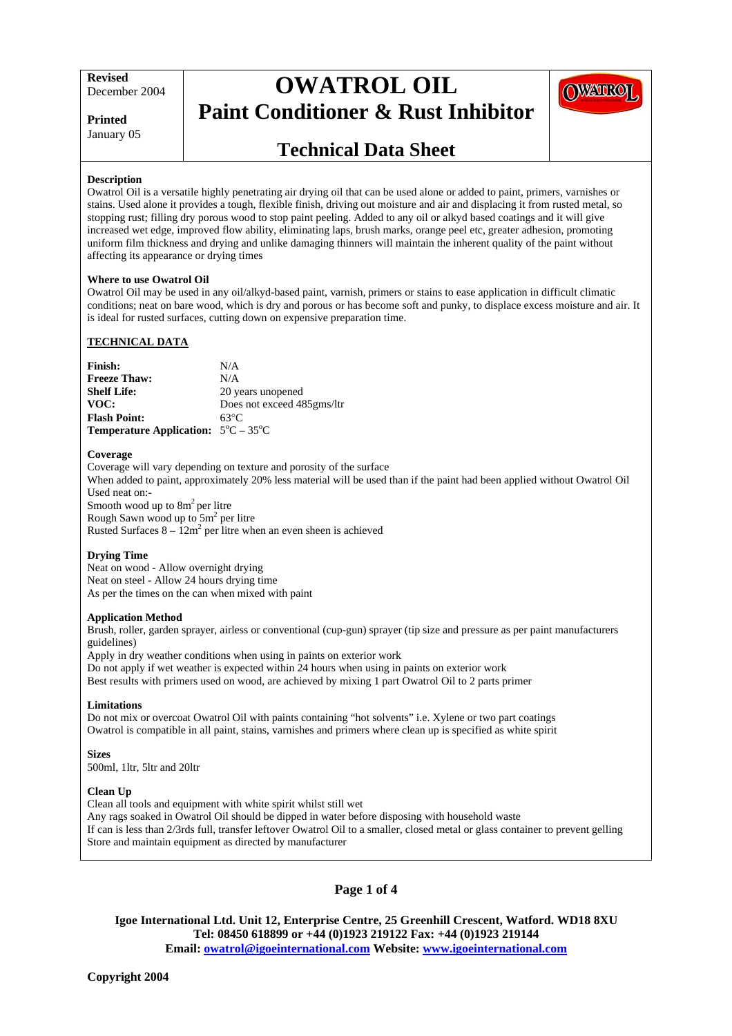**Revised**
December 2004

**Printed**
January 05

# OWATROL OIL
## Paint Conditioner & Rust Inhibitor
## Technical Data Sheet

**Description**

Owatrol Oil is a versatile highly penetrating air drying oil that can be used alone or added to paint, primers, varnishes or stains. Used alone it provides a tough, flexible finish, driving out moisture and air and displacing it from rusted metal, so stopping rust; filling dry porous wood to stop paint peeling. Added to any oil or alkyd based coatings and it will give increased wet edge, improved flow ability, eliminating laps, brush marks, orange peel etc, greater adhesion, promoting uniform film thickness and drying and unlike damaging thinners will maintain the inherent quality of the paint without affecting its appearance or drying times

**Where to use Owatrol Oil**

Owatrol Oil may be used in any oil/alkyd-based paint, varnish, primers or stains to ease application in difficult climatic conditions; neat on bare wood, which is dry and porous or has become soft and punky, to displace excess moisture and air. It is ideal for rusted surfaces, cutting down on expensive preparation time.

**TECHNICAL DATA**

**Finish:** N/A
**Freeze Thaw:** N/A
**Shelf Life:** 20 years unopened
**VOC:** Does not exceed 485gms/ltr
**Flash Point:** 63°C
**Temperature Application:** 5°C – 35°C

**Coverage**

Coverage will vary depending on texture and porosity of the surface
When added to paint, approximately 20% less material will be used than if the paint had been applied without Owatrol Oil
Used neat on:-
Smooth wood up to $8m^2$ per litre
Rough Sawn wood up to $5m^2$ per litre
Rusted Surfaces $8 - 12m^2$ per litre when an even sheen is achieved

**Drying Time**

Neat on wood - Allow overnight drying
Neat on steel - Allow 24 hours drying time
As per the times on the can when mixed with paint

**Application Method**

Brush, roller, garden sprayer, airless or conventional (cup-gun) sprayer (tip size and pressure as per paint manufacturers guidelines)
Apply in dry weather conditions when using in paints on exterior work
Do not apply if wet weather is expected within 24 hours when using in paints on exterior work
Best results with primers used on wood, are achieved by mixing 1 part Owatrol Oil to 2 parts primer

**Limitations**

Do not mix or overcoat Owatrol Oil with paints containing "hot solvents" i.e. Xylene or two part coatings
Owatrol is compatible in all paint, stains, varnishes and primers where clean up is specified as white spirit

**Sizes**

500ml, 1ltr, 5ltr and 20ltr

**Clean Up**

Clean all tools and equipment with white spirit whilst still wet
Any rags soaked in Owatrol Oil should be dipped in water before disposing with household waste
If can is less than 2/3rds full, transfer leftover Owatrol Oil to a smaller, closed metal or glass container to prevent gelling
Store and maintain equipment as directed by manufacturer

**Igoe International Ltd. Unit 12, Enterprise Centre, 25 Greenhill Crescent, Watford. WD18 8XU**
**Tel: 08450 618899 or +44 (0)1923 219122 Fax: +44 (0)1923 219144**
**Email: owatrol@igoeinternational.com Website: www.igoeinternational.com**

**Copyright 2004**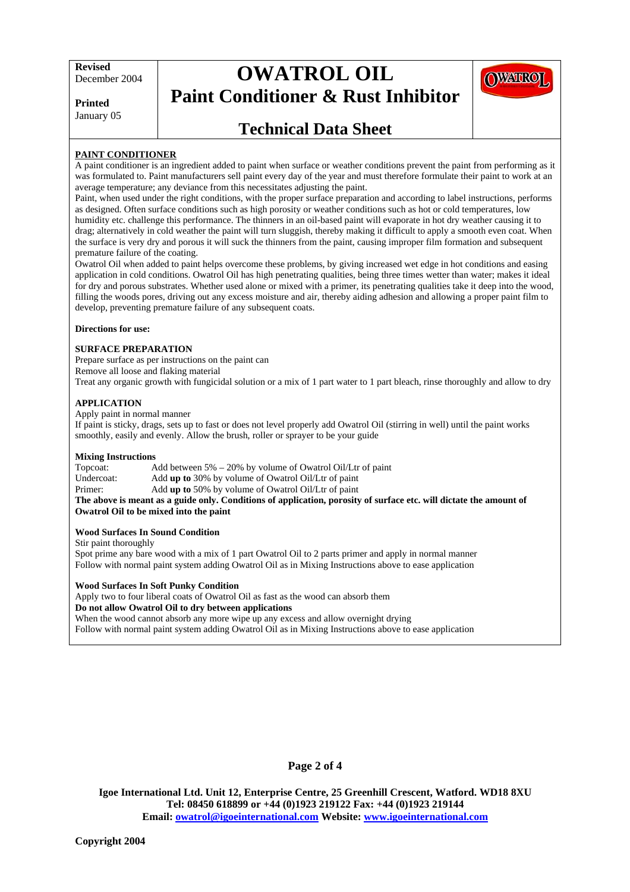# OWATROL OIL
## Paint Conditioner & Rust Inhibitor
## Technical Data Sheet

**Revised** December 2004

**Printed** January 05

**PAINT CONDITIONER**

A paint conditioner is an ingredient added to paint when surface or weather conditions prevent the paint from performing as it was formulated to. Paint manufacturers sell paint every day of the year and must therefore formulate their paint to work at an average temperature; any deviance from this necessitates adjusting the paint.

Paint, when used under the right conditions, with the proper surface preparation and according to label instructions, performs as designed. Often surface conditions such as high porosity or weather conditions such as hot or cold temperatures, low humidity etc. challenge this performance. The thinners in an oil-based paint will evaporate in hot dry weather causing it to drag; alternatively in cold weather the paint will turn sluggish, thereby making it difficult to apply a smooth even coat. When the surface is very dry and porous it will suck the thinners from the paint, causing improper film formation and subsequent premature failure of the coating.

Owatrol Oil when added to paint helps overcome these problems, by giving increased wet edge in hot conditions and easing application in cold conditions. Owatrol Oil has high penetrating qualities, being three times wetter than water; makes it ideal for dry and porous substrates. Whether used alone or mixed with a primer, its penetrating qualities take it deep into the wood, filling the woods pores, driving out any excess moisture and air, thereby aiding adhesion and allowing a proper paint film to develop, preventing premature failure of any subsequent coats.

**Directions for use:**

**SURFACE PREPARATION**

Prepare surface as per instructions on the paint can
Remove all loose and flaking material
Treat any organic growth with fungicidal solution or a mix of 1 part water to 1 part bleach, rinse thoroughly and allow to dry

**APPLICATION**

Apply paint in normal manner
If paint is sticky, drags, sets up to fast or does not level properly add Owatrol Oil (stirring in well) until the paint works smoothly, easily and evenly. Allow the brush, roller or sprayer to be your guide

**Mixing Instructions**

| | |
|---|---|
| Topcoat: | Add between 5% – 20% by volume of Owatrol Oil/Ltr of paint |
| Undercoat: | Add **up to** 30% by volume of Owatrol Oil/Ltr of paint |
| Primer: | Add **up to** 50% by volume of Owatrol Oil/Ltr of paint |

**The above is meant as a guide only. Conditions of application, porosity of surface etc. will dictate the amount of Owatrol Oil to be mixed into the paint**

**Wood Surfaces In Sound Condition**

Stir paint thoroughly
Spot prime any bare wood with a mix of 1 part Owatrol Oil to 2 parts primer and apply in normal manner
Follow with normal paint system adding Owatrol Oil as in Mixing Instructions above to ease application

**Wood Surfaces In Soft Punky Condition**

Apply two to four liberal coats of Owatrol Oil as fast as the wood can absorb them
**Do not allow Owatrol Oil to dry between applications**
When the wood cannot absorb any more wipe up any excess and allow overnight drying
Follow with normal paint system adding Owatrol Oil as in Mixing Instructions above to ease application

**Igoe International Ltd. Unit 12, Enterprise Centre, 25 Greenhill Crescent, Watford. WD18 8XU**
**Tel: 08450 618899 or +44 (0)1923 219122 Fax: +44 (0)1923 219144**
**Email: owatrol@igoeinternational.com Website: www.igoeinternational.com**

**Copyright 2004**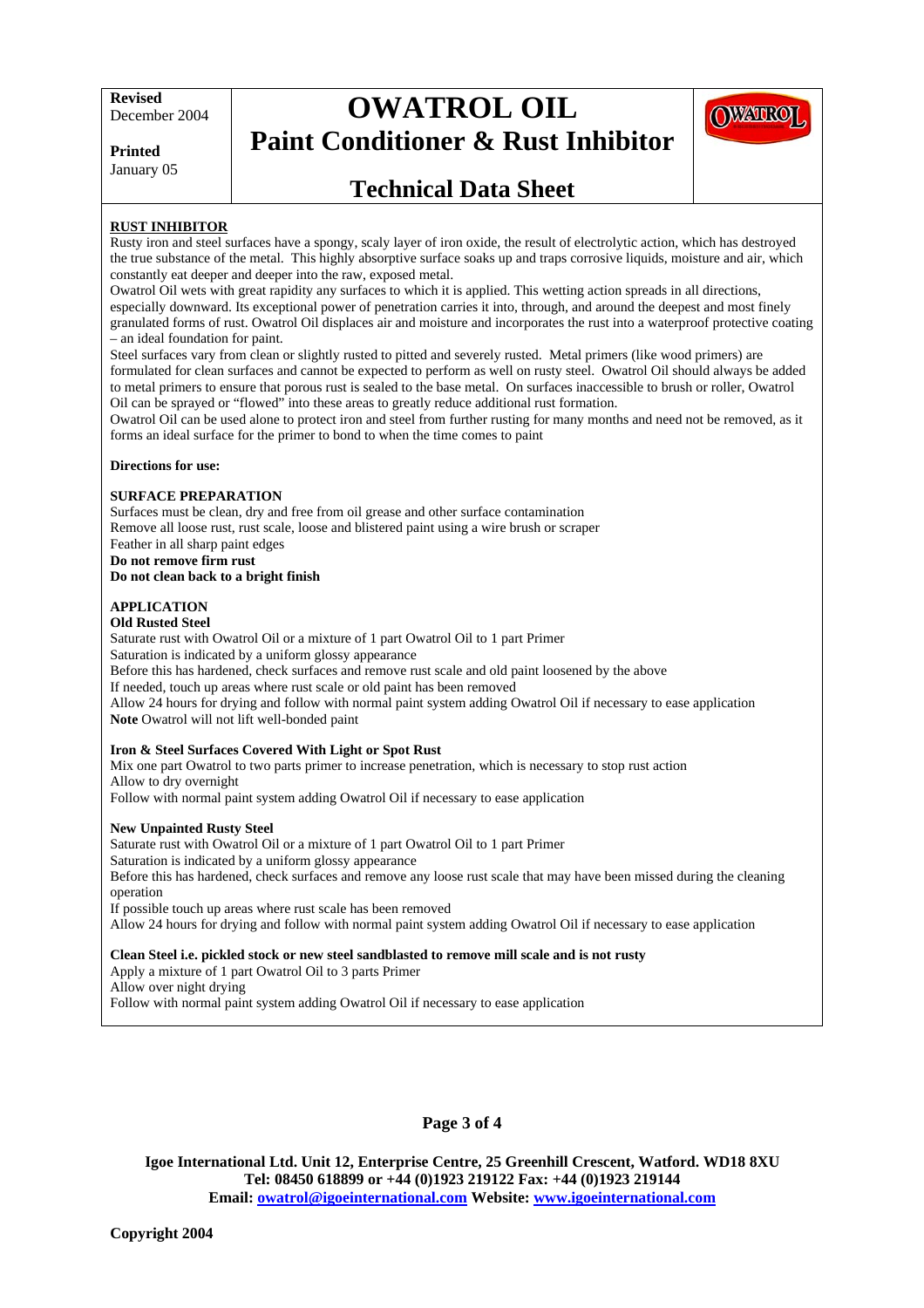## RUST INHIBITOR

Rusty iron and steel surfaces have a spongy, scaly layer of iron oxide, the result of electrolytic action, which has destroyed the true substance of the metal. This highly absorptive surface soaks up and traps corrosive liquids, moisture and air, which constantly eat deeper and deeper into the raw, exposed metal.

Owatrol Oil wets with great rapidity any surfaces to which it is applied. This wetting action spreads in all directions, especially downward. Its exceptional power of penetration carries it into, through, and around the deepest and most finely granulated forms of rust. Owatrol Oil displaces air and moisture and incorporates the rust into a waterproof protective coating – an ideal foundation for paint.

Steel surfaces vary from clean or slightly rusted to pitted and severely rusted. Metal primers (like wood primers) are formulated for clean surfaces and cannot be expected to perform as well on rusty steel. Owatrol Oil should always be added to metal primers to ensure that porous rust is sealed to the base metal. On surfaces inaccessible to brush or roller, Owatrol Oil can be sprayed or "flowed" into these areas to greatly reduce additional rust formation.

Owatrol Oil can be used alone to protect iron and steel from further rusting for many months and need not be removed, as it forms an ideal surface for the primer to bond to when the time comes to paint

**Directions for use:**

### SURFACE PREPARATION

Surfaces must be clean, dry and free from oil grease and other surface contamination
Remove all loose rust, rust scale, loose and blistered paint using a wire brush or scraper
Feather in all sharp paint edges
**Do not remove firm rust**
**Do not clean back to a bright finish**

### APPLICATION

**Old Rusted Steel**

Saturate rust with Owatrol Oil or a mixture of 1 part Owatrol Oil to 1 part Primer
Saturation is indicated by a uniform glossy appearance
Before this has hardened, check surfaces and remove rust scale and old paint loosened by the above
If needed, touch up areas where rust scale or old paint has been removed
Allow 24 hours for drying and follow with normal paint system adding Owatrol Oil if necessary to ease application
**Note** Owatrol will not lift well-bonded paint

**Iron & Steel Surfaces Covered With Light or Spot Rust**

Mix one part Owatrol to two parts primer to increase penetration, which is necessary to stop rust action
Allow to dry overnight
Follow with normal paint system adding Owatrol Oil if necessary to ease application

**New Unpainted Rusty Steel**

Saturate rust with Owatrol Oil or a mixture of 1 part Owatrol Oil to 1 part Primer
Saturation is indicated by a uniform glossy appearance
Before this has hardened, check surfaces and remove any loose rust scale that may have been missed during the cleaning operation
If possible touch up areas where rust scale has been removed
Allow 24 hours for drying and follow with normal paint system adding Owatrol Oil if necessary to ease application

**Clean Steel i.e. pickled stock or new steel sandblasted to remove mill scale and is not rusty**

Apply a mixture of 1 part Owatrol Oil to 3 parts Primer
Allow over night drying
Follow with normal paint system adding Owatrol Oil if necessary to ease application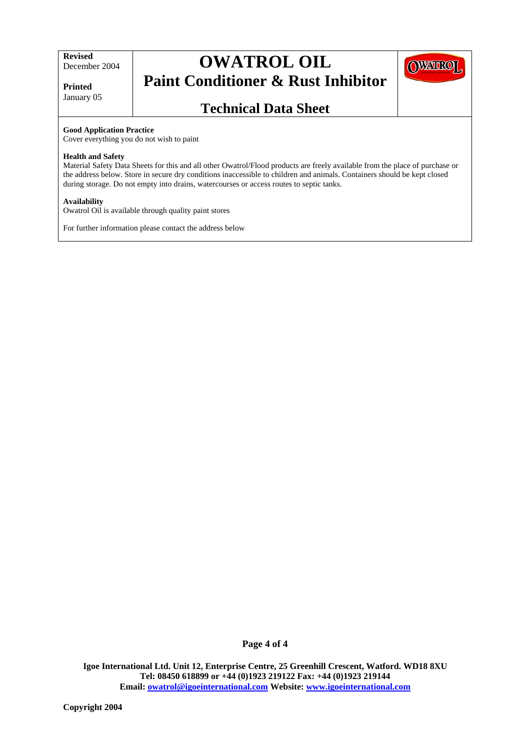### Good Application Practice

Cover everything you do not wish to paint

### Health and Safety

Material Safety Data Sheets for this and all other Owatrol/Flood products are freely available from the place of purchase or the address below. Store in secure dry conditions inaccessible to children and animals. Containers should be kept closed during storage. Do not empty into drains, watercourses or access routes to septic tanks.

### Availability

Owatrol Oil is available through quality paint stores

For further information please contact the address below

**Igoe International Ltd. Unit 12, Enterprise Centre, 25 Greenhill Crescent, Watford. WD18 8XU**
**Tel: 08450 618899 or +44 (0)1923 219122 Fax: +44 (0)1923 219144**
**Email: owatrol@igoeinternational.com Website: www.igoeinternational.com**

**Copyright 2004**